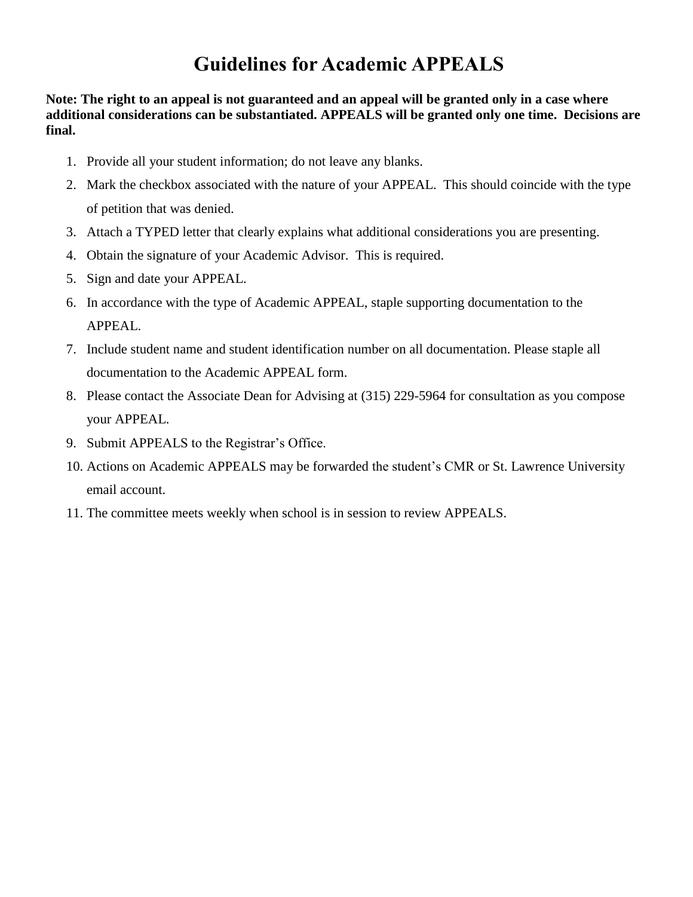# Guidelines for Academic APPEALS

**Note: The right to an appeal is not guaranteed and an appeal will be granted only in a case where additional considerations can be substantiated. APPEALS will be granted only one time. Decisions are final.**

1. Provide all your student information; do not leave any blanks.
2. Mark the checkbox associated with the nature of your APPEAL. This should coincide with the type of petition that was denied.
3. Attach a TYPED letter that clearly explains what additional considerations you are presenting.
4. Obtain the signature of your Academic Advisor. This is required.
5. Sign and date your APPEAL.
6. In accordance with the type of Academic APPEAL, staple supporting documentation to the APPEAL.
7. Include student name and student identification number on all documentation. Please staple all documentation to the Academic APPEAL form.
8. Please contact the Associate Dean for Advising at (315) 229-5964 for consultation as you compose your APPEAL.
9. Submit APPEALS to the Registrar's Office.
10. Actions on Academic APPEALS may be forwarded the student's CMR or St. Lawrence University email account.
11. The committee meets weekly when school is in session to review APPEALS.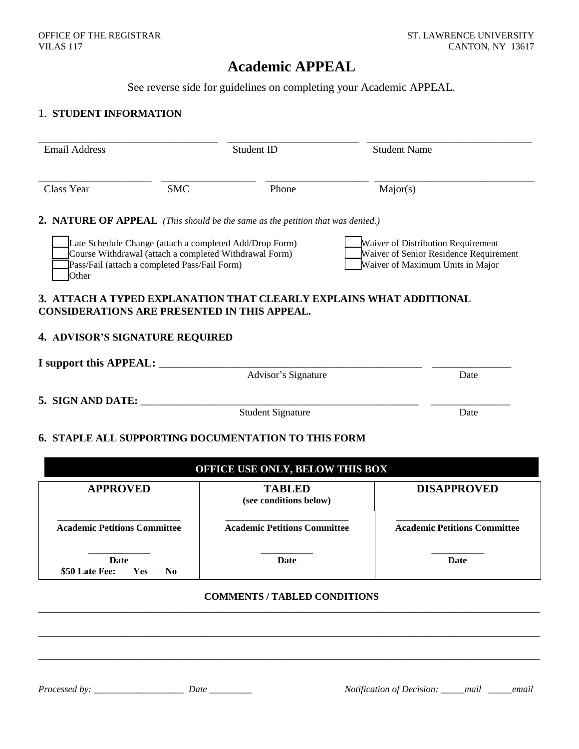OFFICE OF THE REGISTRAR
VILAS 117

ST. LAWRENCE UNIVERSITY
CANTON, NY 13617

# Academic APPEAL

See reverse side for guidelines on completing your Academic APPEAL.

## 1. STUDENT INFORMATION

___________________________________ _________________________ _______________________________
Email Address Student ID Student Name

_____________________ _________________ ___________________ ______________________________
Class Year SMC Phone Major(s)

## 2. NATURE OF APPEAL *(This should be the same as the petition that was denied.)*

- ☐ Late Schedule Change (attach a completed Add/Drop Form)
- ☐ Course Withdrawal (attach a completed Withdrawal Form)
- ☐ Pass/Fail (attach a completed Pass/Fail Form)
- ☐ Other
- ☐ Waiver of Distribution Requirement
- ☐ Waiver of Senior Residence Requirement
- ☐ Waiver of Maximum Units in Major

## 3. ATTACH A TYPED EXPLANATION THAT CLEARLY EXPLAINS WHAT ADDITIONAL CONSIDERATIONS ARE PRESENTED IN THIS APPEAL.

## 4. ADVISOR'S SIGNATURE REQUIRED

**I support this APPEAL:** _______________________________________________ _______________
Advisor's Signature Date

## 5. SIGN AND DATE: _______________________________________________________ _______________
Student Signature Date

## 6. STAPLE ALL SUPPORTING DOCUMENTATION TO THIS FORM

**OFFICE USE ONLY, BELOW THIS BOX**

| APPROVED | TABLED (see conditions below) | DISAPPROVED |
|---|---|---|
| _______________________ Academic Petitions Committee | _______________________ Academic Petitions Committee | _______________________ Academic Petitions Committee |
| ___________ Date | __________ Date | __________ Date |
| $50 Late Fee: □ Yes □ No | | |

**COMMENTS / TABLED CONDITIONS**

_______________________________________________________________________________________

_______________________________________________________________________________________

_______________________________________________________________________________________

*Processed by:* ___________________ *Date* _________

*Notification of Decision:* _____*mail* _____*email*